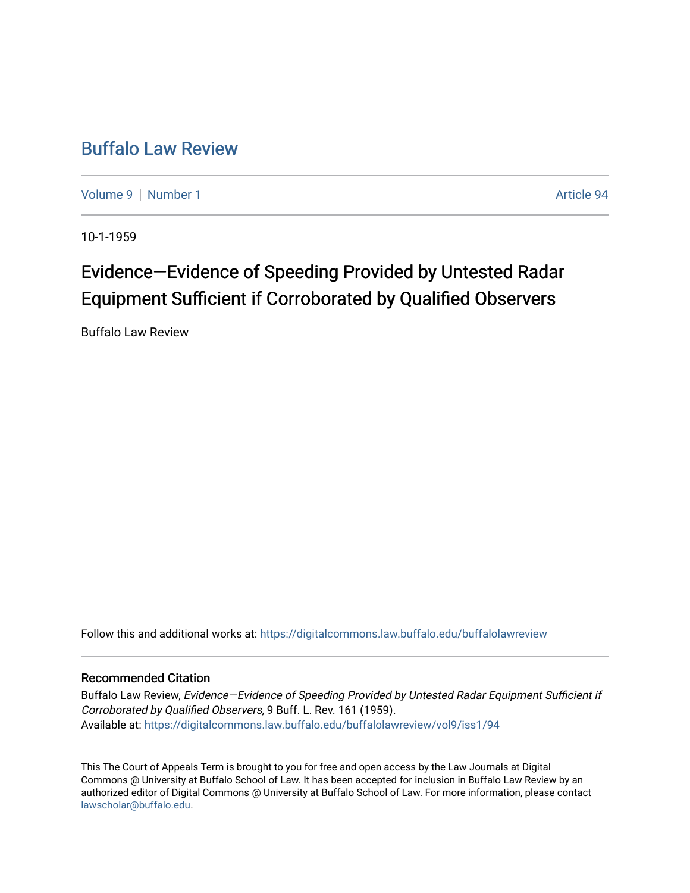# Buffalo Law Review

Volume 9 | Number 1 — Article 94

10-1-1959

## Evidence—Evidence of Speeding Provided by Untested Radar Equipment Sufficient if Corroborated by Qualified Observers

Buffalo Law Review

Follow this and additional works at: https://digitalcommons.law.buffalo.edu/buffalolawreview

### Recommended Citation

Buffalo Law Review, *Evidence—Evidence of Speeding Provided by Untested Radar Equipment Sufficient if Corroborated by Qualified Observers*, 9 Buff. L. Rev. 161 (1959).
Available at: https://digitalcommons.law.buffalo.edu/buffalolawreview/vol9/iss1/94

This The Court of Appeals Term is brought to you for free and open access by the Law Journals at Digital Commons @ University at Buffalo School of Law. It has been accepted for inclusion in Buffalo Law Review by an authorized editor of Digital Commons @ University at Buffalo School of Law. For more information, please contact lawscholar@buffalo.edu.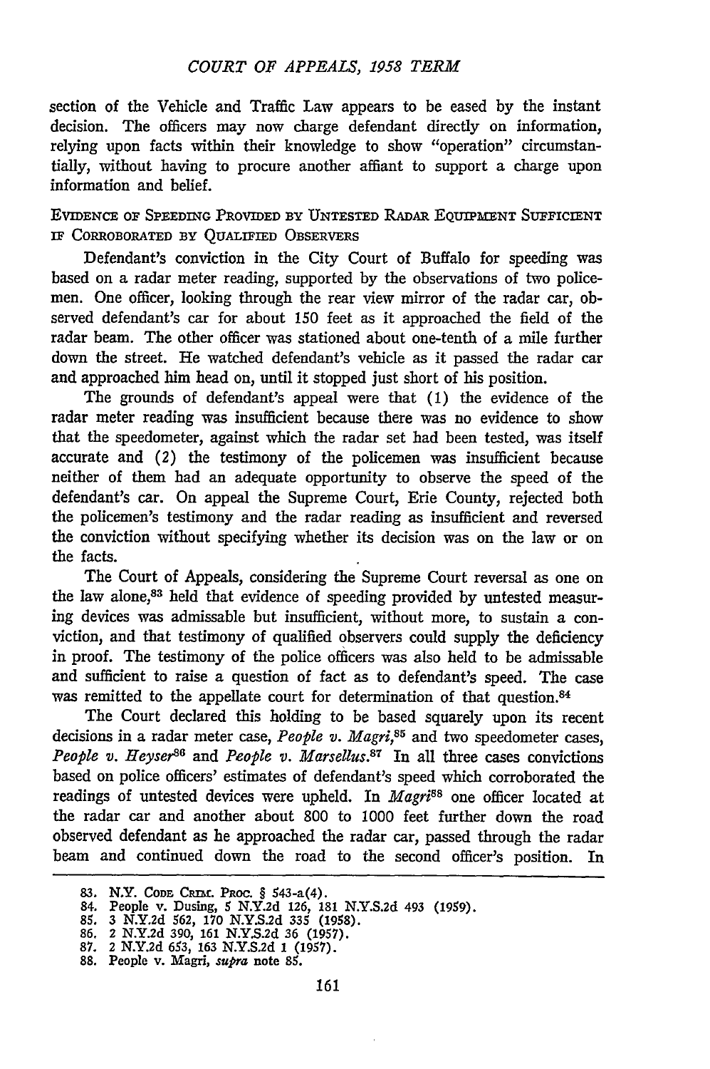section of the Vehicle and Traffic Law appears to be eased by the instant decision. The officers may now charge defendant directly on information, relying upon facts within their knowledge to show "operation" circumstantially, without having to procure another affiant to support a charge upon information and belief.

EVIDENCE OF SPEEDING PROVIDED BY UNTESTED RADAR EQUIPMENT SUFFICIENT IF CORROBORATED BY QUALIFIED OBSERVERS

Defendant's conviction in the City Court of Buffalo for speeding was based on a radar meter reading, supported by the observations of two policemen. One officer, looking through the rear view mirror of the radar car, observed defendant's car for about 150 feet as it approached the field of the radar beam. The other officer was stationed about one-tenth of a mile further down the street. He watched defendant's vehicle as it passed the radar car and approached him head on, until it stopped just short of his position.

The grounds of defendant's appeal were that (1) the evidence of the radar meter reading was insufficient because there was no evidence to show that the speedometer, against which the radar set had been tested, was itself accurate and (2) the testimony of the policemen was insufficient because neither of them had an adequate opportunity to observe the speed of the defendant's car. On appeal the Supreme Court, Erie County, rejected both the policemen's testimony and the radar reading as insufficient and reversed the conviction without specifying whether its decision was on the law or on the facts.

The Court of Appeals, considering the Supreme Court reversal as one on the law alone,[83] held that evidence of speeding provided by untested measuring devices was admissable but insufficient, without more, to sustain a conviction, and that testimony of qualified observers could supply the deficiency in proof. The testimony of the police officers was also held to be admissable and sufficient to raise a question of fact as to defendant's speed. The case was remitted to the appellate court for determination of that question.[84]

The Court declared this holding to be based squarely upon its recent decisions in a radar meter case, *People v. Magri*,[85] and two speedometer cases, *People v. Heyser*[86] and *People v. Marsellus*.[87] In all three cases convictions based on police officers' estimates of defendant's speed which corroborated the readings of untested devices were upheld. In *Magri*[88] one officer located at the radar car and another about 800 to 1000 feet further down the road observed defendant as he approached the radar car, passed through the radar beam and continued down the road to the second officer's position. In

---

83. N.Y. CODE CRIM. PROC. § 543-a(4).
84. People v. Dusing, 5 N.Y.2d 126, 181 N.Y.S.2d 493 (1959).
85. 3 N.Y.2d 562, 170 N.Y.S.2d 335 (1958).
86. 2 N.Y.2d 390, 161 N.Y.S.2d 36 (1957).
87. 2 N.Y.2d 653, 163 N.Y.S.2d 1 (1957).
88. People v. Magri, *supra* note 85.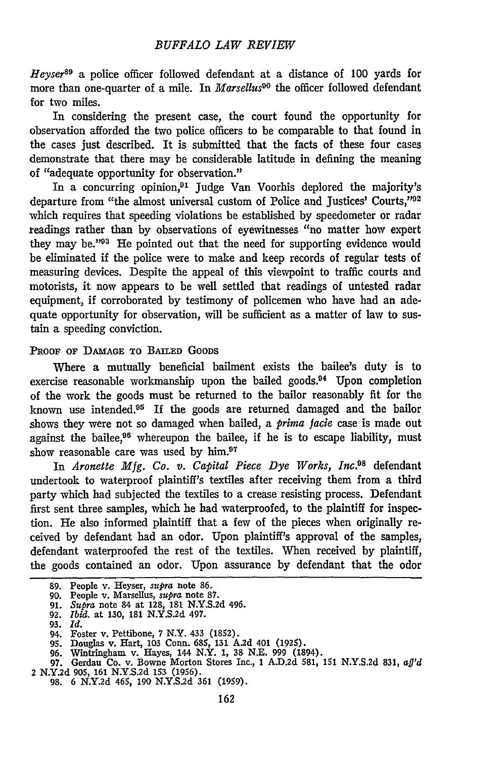*Heyser*[89] a police officer followed defendant at a distance of 100 yards for more than one-quarter of a mile. In *Marsellus*[90] the officer followed defendant for two miles.

In considering the present case, the court found the opportunity for observation afforded the two police officers to be comparable to that found in the cases just described. It is submitted that the facts of these four cases demonstrate that there may be considerable latitude in defining the meaning of "adequate opportunity for observation."

In a concurring opinion,[91] Judge Van Voorhis deplored the majority's departure from "the almost universal custom of Police and Justices' Courts,"[92] which requires that speeding violations be established by speedometer or radar readings rather than by observations of eyewitnesses "no matter how expert they may be."[93] He pointed out that the need for supporting evidence would be eliminated if the police were to make and keep records of regular tests of measuring devices. Despite the appeal of this viewpoint to traffic courts and motorists, it now appears to be well settled that readings of untested radar equipment, if corroborated by testimony of policemen who have had an adequate opportunity for observation, will be sufficient as a matter of law to sustain a speeding conviction.

### PROOF OF DAMAGE TO BAILED GOODS

Where a mutually beneficial bailment exists the bailee's duty is to exercise reasonable workmanship upon the bailed goods.[94] Upon completion of the work the goods must be returned to the bailor reasonably fit for the known use intended.[95] If the goods are returned damaged and the bailor shows they were not so damaged when bailed, a *prima facie* case is made out against the bailee,[96] whereupon the bailee, if he is to escape liability, must show reasonable care was used by him.[97]

In *Aronette Mfg. Co. v. Capital Piece Dye Works, Inc.*[98] defendant undertook to waterproof plaintiff's textiles after receiving them from a third party which had subjected the textiles to a crease resisting process. Defendant first sent three samples, which he had waterproofed, to the plaintiff for inspection. He also informed plaintiff that a few of the pieces when originally received by defendant had an odor. Upon plaintiff's approval of the samples, defendant waterproofed the rest of the textiles. When received by plaintiff, the goods contained an odor. Upon assurance by defendant that the odor

---

89. People v. Heyser, *supra* note 86.
90. People v. Marsellus, *supra* note 87.
91. *Supra* note 84 at 128, 181 N.Y.S.2d 496.
92. *Ibid.* at 130, 181 N.Y.S.2d 497.
93. *Id.*
94. Foster v. Pettibone, 7 N.Y. 433 (1852).
95. Douglas v. Hart, 103 Conn. 685, 131 A.2d 401 (1925).
96. Wintringham v. Hayes, 144 N.Y. 1, 38 N.E. 999 (1894).
97. Gerdau Co. v. Bowne Morton Stores Inc., 1 A.D.2d 581, 151 N.Y.S.2d 831, *aff'd* 2 N.Y.2d 905, 161 N.Y.S.2d 153 (1956).
98. 6 N.Y.2d 465, 190 N.Y.S.2d 361 (1959).